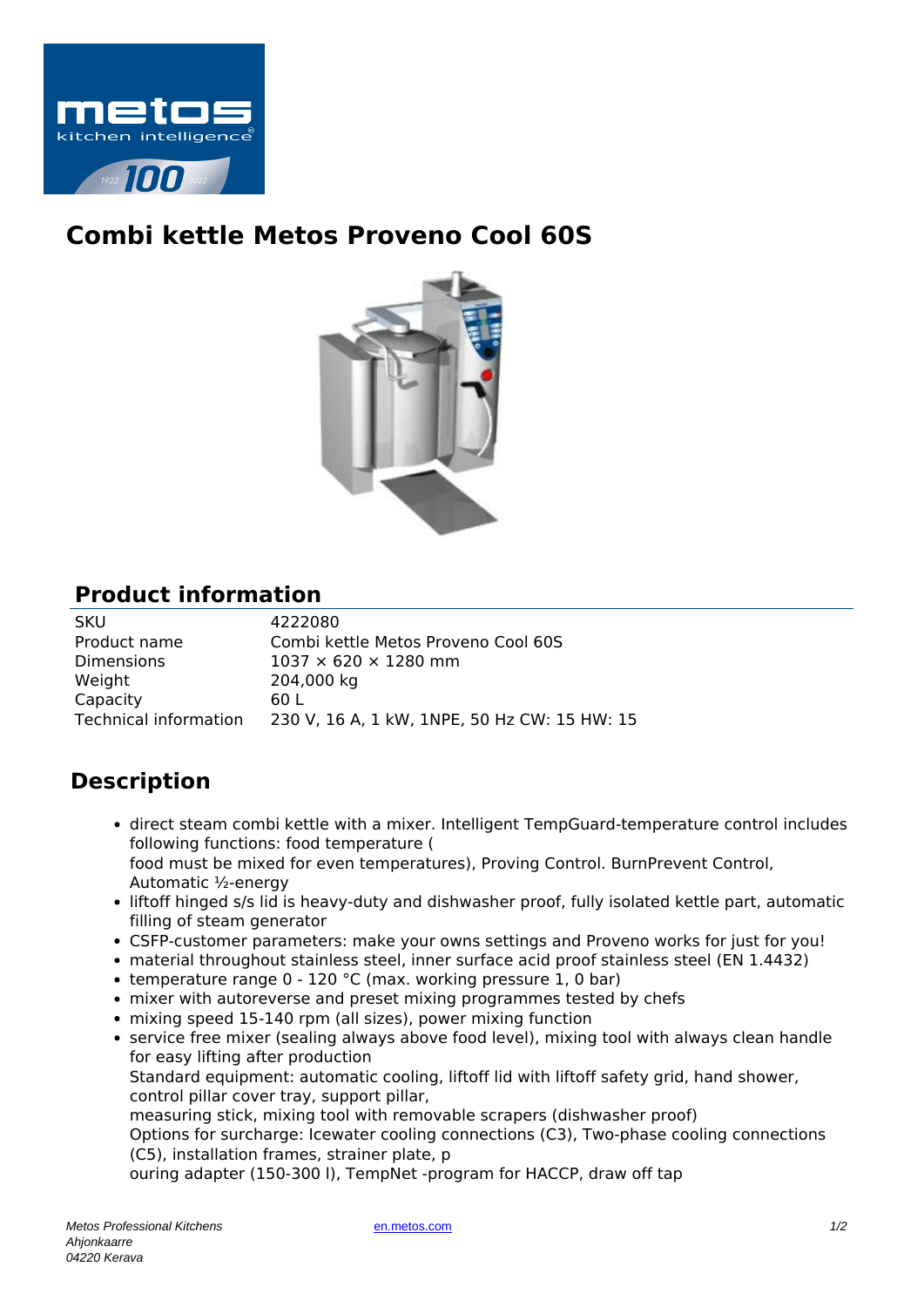# Combi kettle Metos Proveno Cool 60S

## Product information

| | |
|---|---|
| SKU | 4222080 |
| Product name | Combi kettle Metos Proveno Cool 60S |
| Dimensions | 1037 × 620 × 1280 mm |
| Weight | 204,000 kg |
| Capacity | 60 L |
| Technical information | 230 V, 16 A, 1 kW, 1NPE, 50 Hz CW: 15 HW: 15 |

## Description

- direct steam combi kettle with a mixer. Intelligent TempGuard-temperature control includes following functions: food temperature (
  food must be mixed for even temperatures), Proving Control. BurnPrevent Control, Automatic ½-energy
- liftoff hinged s/s lid is heavy-duty and dishwasher proof, fully isolated kettle part, automatic filling of steam generator
- CSFP-customer parameters: make your owns settings and Proveno works for just for you!
- material throughout stainless steel, inner surface acid proof stainless steel (EN 1.4432)
- temperature range 0 - 120 °C (max. working pressure 1, 0 bar)
- mixer with autoreverse and preset mixing programmes tested by chefs
- mixing speed 15-140 rpm (all sizes), power mixing function
- service free mixer (sealing always above food level), mixing tool with always clean handle for easy lifting after production
  Standard equipment: automatic cooling, liftoff lid with liftoff safety grid, hand shower, control pillar cover tray, support pillar,
  measuring stick, mixing tool with removable scrapers (dishwasher proof)
  Options for surcharge: Icewater cooling connections (C3), Two-phase cooling connections (C5), installation frames, strainer plate, p
  ouring adapter (150-300 l), TempNet -program for HACCP, draw off tap